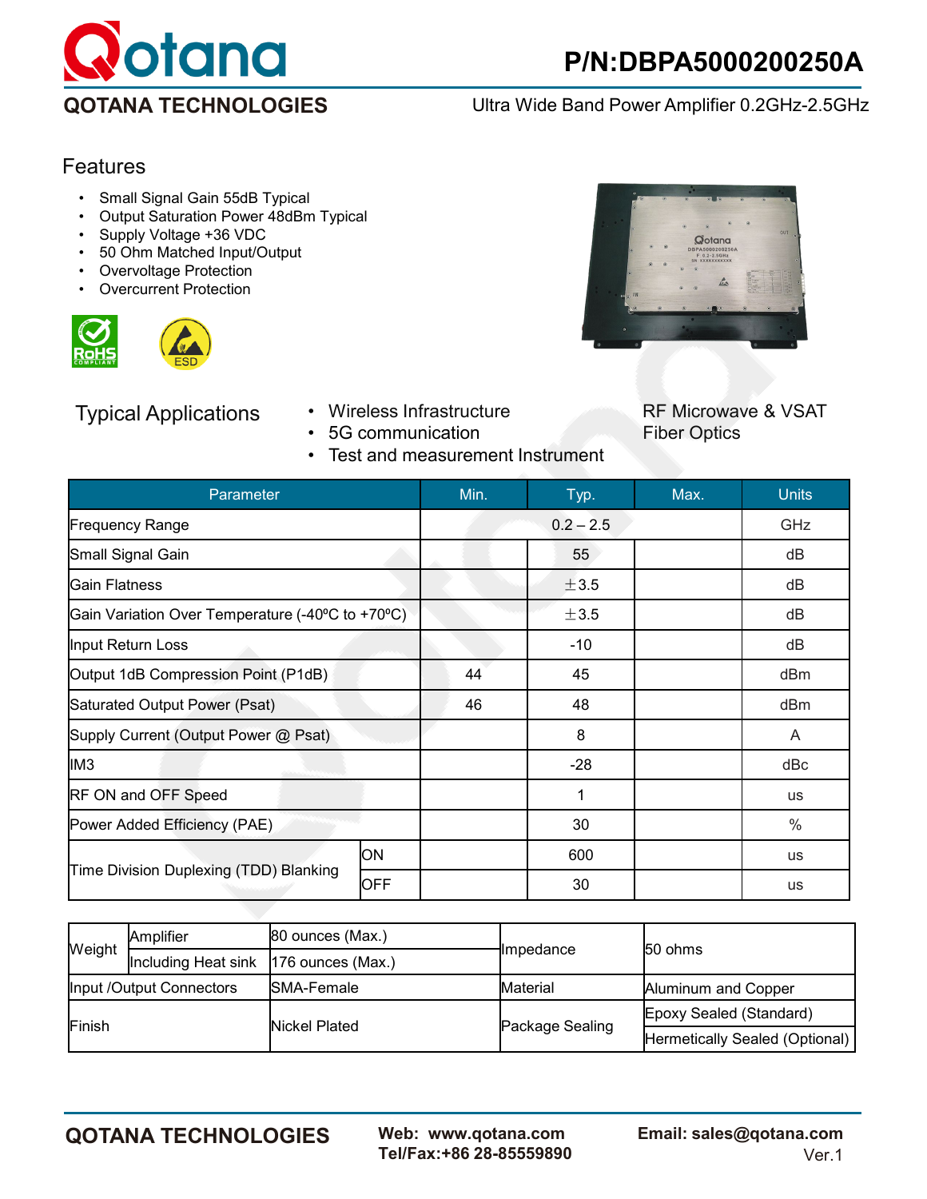# Qotana

## P/N:DBPA5000200250A

**QOTANA TECHNOLOGIES**

Ultra Wide Band Power Amplifier 0.2GHz-2.5GHz

## Features

- Small Signal Gain 55dB Typical
- Output Saturation Power 48dBm Typical
- Supply Voltage +36 VDC
- 50 Ohm Matched Input/Output
- Overvoltage Protection
- Overcurrent Protection

## Typical Applications

- Wireless Infrastructure
- 5G communication
- Test and measurement Instrument
- RF Microwave & VSAT
- Fiber Optics

| Parameter | | Min. | Typ. | Max. | Units |
|---|---|---|---|---|---|
| Frequency Range | | | 0.2 – 2.5 | | GHz |
| Small Signal Gain | | | 55 | | dB |
| Gain Flatness | | | ±3.5 | | dB |
| Gain Variation Over Temperature (-40ºC to +70ºC) | | | ±3.5 | | dB |
| Input Return Loss | | | -10 | | dB |
| Output 1dB Compression Point (P1dB) | | 44 | 45 | | dBm |
| Saturated Output Power (Psat) | | 46 | 48 | | dBm |
| Supply Current (Output Power @ Psat) | | | 8 | | A |
| IM3 | | | -28 | | dBc |
| RF ON and OFF Speed | | | 1 | | us |
| Power Added Efficiency (PAE) | | | 30 | | % |
| Time Division Duplexing (TDD) Blanking | ON | | 600 | | us |
| | OFF | | 30 | | us |

| Weight | Amplifier | 80 ounces (Max.) | Impedance | 50 ohms |
|---|---|---|---|---|
| | Including Heat sink | 176 ounces (Max.) | | |
| Input /Output Connectors | | SMA-Female | Material | Aluminum and Copper |
| Finish | | Nickel Plated | Package Sealing | Epoxy Sealed (Standard) |
| | | | | Hermetically Sealed (Optional) |

**QOTANA TECHNOLOGIES**

**Web: www.qotana.com**
**Tel/Fax:+86 28-85559890**

**Email: sales@qotana.com**
Ver.1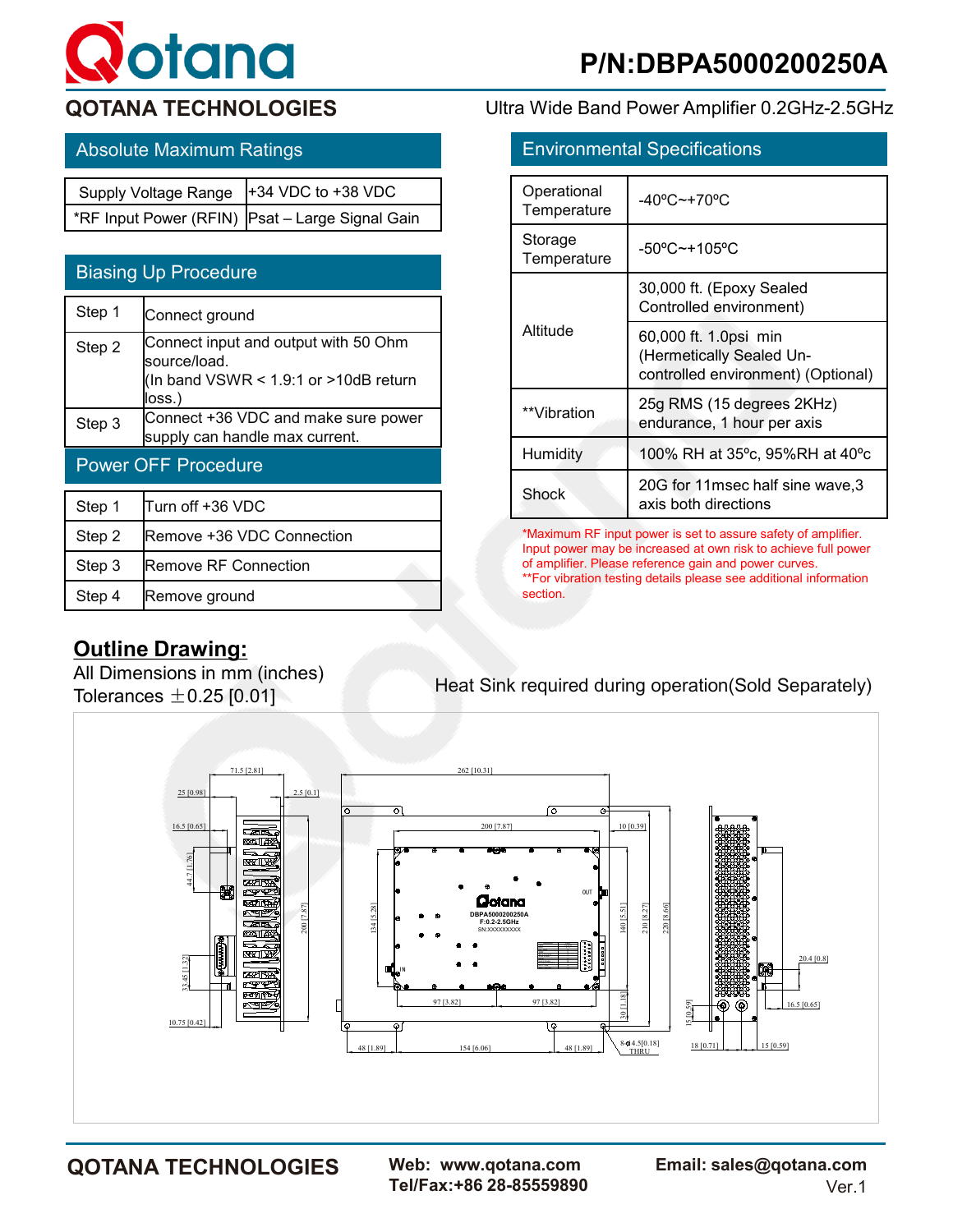# QOTANA TECHNOLOGIES

**P/N:DBPA5000200250A**

Ultra Wide Band Power Amplifier 0.2GHz-2.5GHz

## Absolute Maximum Ratings

| Supply Voltage Range | +34 VDC to +38 VDC |
|---|---|
| *RF Input Power (RFIN) | Psat – Large Signal Gain |

## Biasing Up Procedure

| Step | Action |
|---|---|
| Step 1 | Connect ground |
| Step 2 | Connect input and output with 50 Ohm source/load. (In band VSWR < 1.9:1 or >10dB return loss.) |
| Step 3 | Connect +36 VDC and make sure power supply can handle max current. |

## Power OFF Procedure

| Step | Action |
|---|---|
| Step 1 | Turn off +36 VDC |
| Step 2 | Remove +36 VDC Connection |
| Step 3 | Remove RF Connection |
| Step 4 | Remove ground |

## Environmental Specifications

| Parameter | Specification |
|---|---|
| Operational Temperature | -40ºC~+70ºC |
| Storage Temperature | -50ºC~+105ºC |
| Altitude | 30,000 ft. (Epoxy Sealed Controlled environment) |
| | 60,000 ft. 1.0psi min (Hermetically Sealed Un-controlled environment) (Optional) |
| **Vibration | 25g RMS (15 degrees 2KHz) endurance, 1 hour per axis |
| Humidity | 100% RH at 35ºc, 95%RH at 40ºc |
| Shock | 20G for 11msec half sine wave,3 axis both directions |

*Maximum RF input power is set to assure safety of amplifier. Input power may be increased at own risk to achieve full power of amplifier. Please reference gain and power curves.
**For vibration testing details please see additional information section.

## Outline Drawing:

All Dimensions in mm (inches)
Tolerances ±0.25 [0.01]

Heat Sink required during operation(Sold Separately)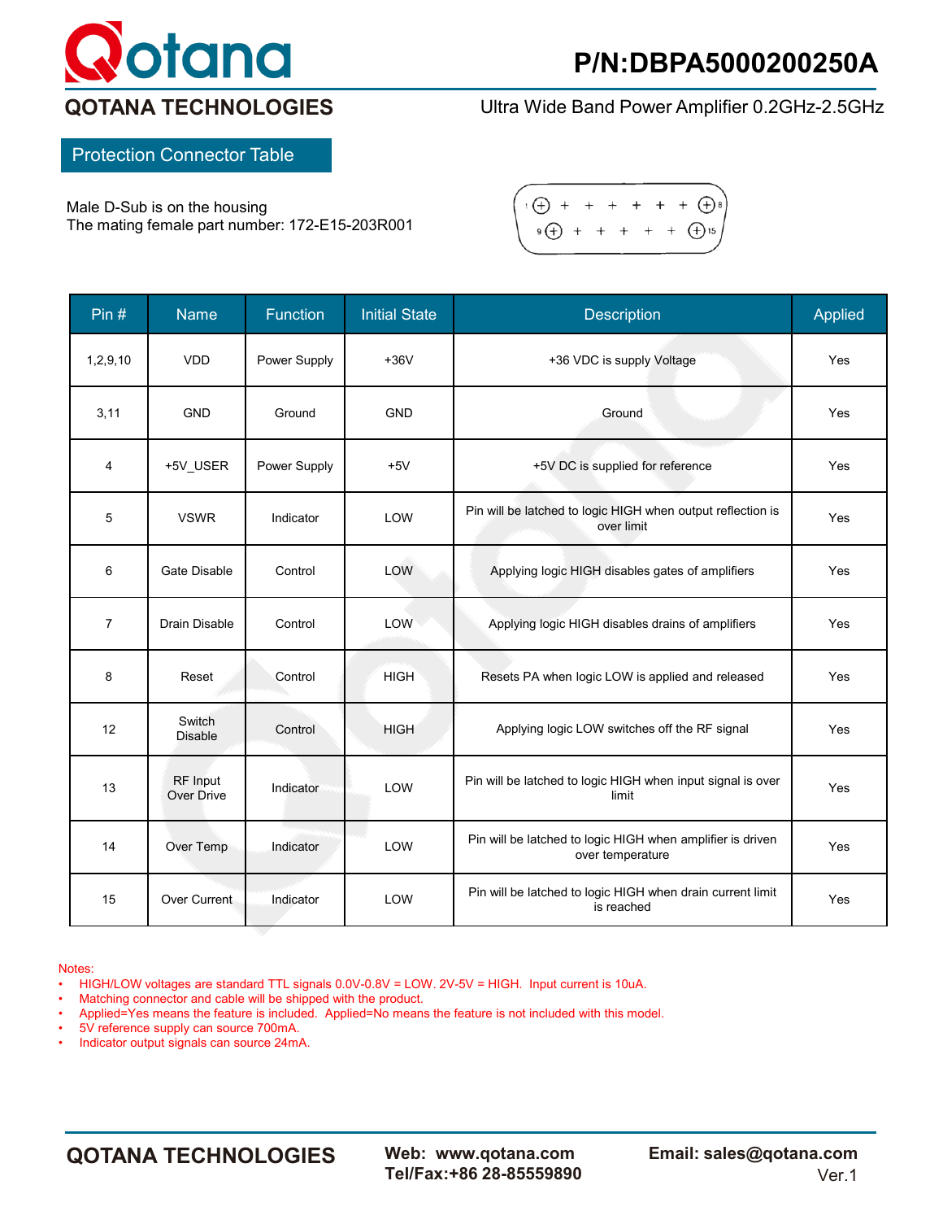**P/N:DBPA5000200250A**

## QOTANA TECHNOLOGIES

Ultra Wide Band Power Amplifier 0.2GHz-2.5GHz

### Protection Connector Table

Male D-Sub is on the housing
The mating female part number: 172-E15-203R001

| Pin # | Name | Function | Initial State | Description | Applied |
|---|---|---|---|---|---|
| 1,2,9,10 | VDD | Power Supply | +36V | +36 VDC is supply Voltage | Yes |
| 3,11 | GND | Ground | GND | Ground | Yes |
| 4 | +5V_USER | Power Supply | +5V | +5V DC is supplied for reference | Yes |
| 5 | VSWR | Indicator | LOW | Pin will be latched to logic HIGH when output reflection is over limit | Yes |
| 6 | Gate Disable | Control | LOW | Applying logic HIGH disables gates of amplifiers | Yes |
| 7 | Drain Disable | Control | LOW | Applying logic HIGH disables drains of amplifiers | Yes |
| 8 | Reset | Control | HIGH | Resets PA when logic LOW is applied and released | Yes |
| 12 | Switch Disable | Control | HIGH | Applying logic LOW switches off the RF signal | Yes |
| 13 | RF Input Over Drive | Indicator | LOW | Pin will be latched to logic HIGH when input signal is over limit | Yes |
| 14 | Over Temp | Indicator | LOW | Pin will be latched to logic HIGH when amplifier is driven over temperature | Yes |
| 15 | Over Current | Indicator | LOW | Pin will be latched to logic HIGH when drain current limit is reached | Yes |

Notes:

- HIGH/LOW voltages are standard TTL signals 0.0V-0.8V = LOW. 2V-5V = HIGH. Input current is 10uA.
- Matching connector and cable will be shipped with the product.
- Applied=Yes means the feature is included. Applied=No means the feature is not included with this model.
- 5V reference supply can source 700mA.
- Indicator output signals can source 24mA.

**QOTANA TECHNOLOGIES** **Web: www.qotana.com** **Tel/Fax:+86 28-85559890** **Email: sales@qotana.com** Ver.1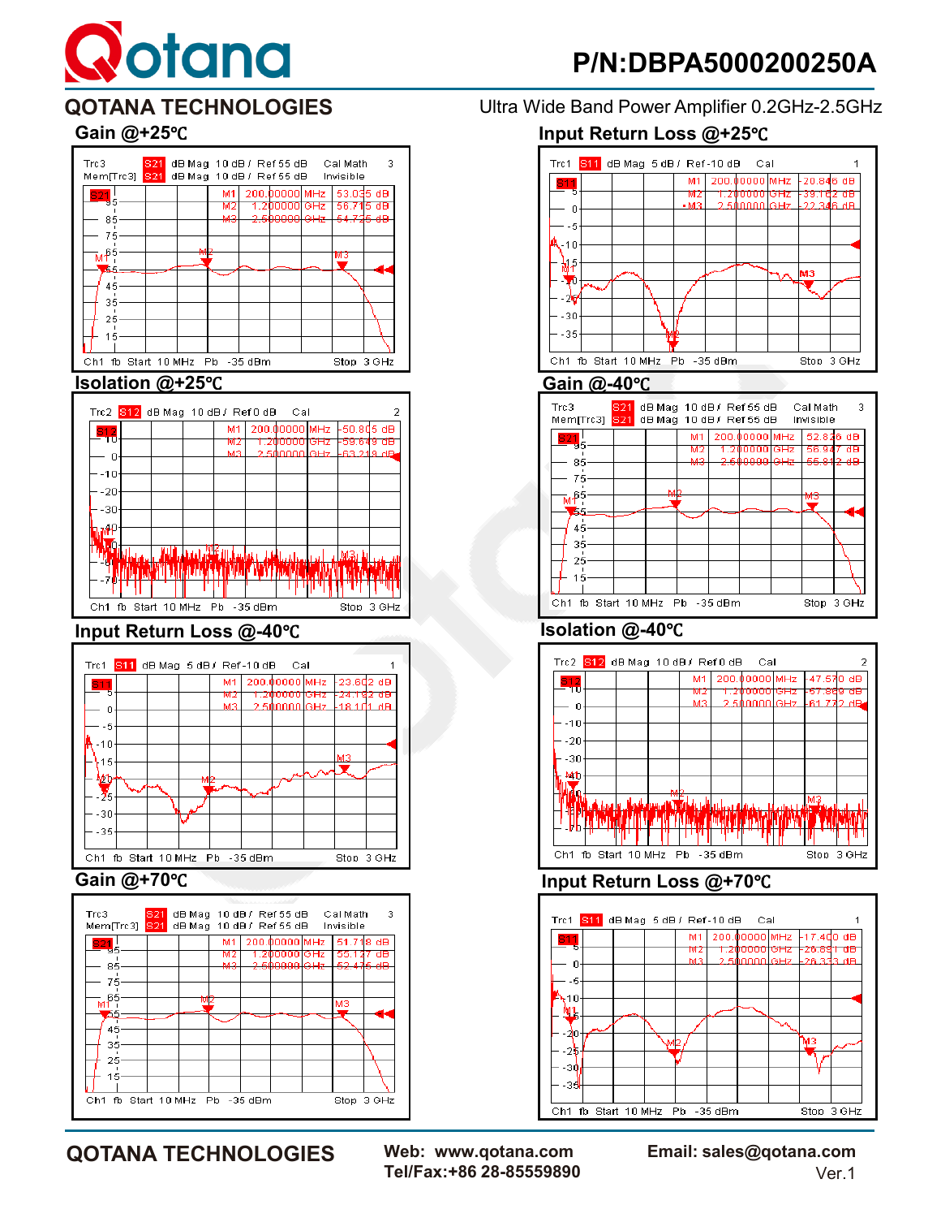# P/N:DBPA5000200250A

## QOTANA TECHNOLOGIES

Ultra Wide Band Power Amplifier 0.2GHz-2.5GHz

### Gain @+25℃

Trc3 S21 dB Mag 10 dB / Ref 55 dB Cal Math 3
Mem[Trc3] S21 dB Mag 10 dB / Ref 55 dB Invisible

| Marker | Frequency | Value |
|---|---|---|
| M1 | 200.00000 MHz | 53.035 dB |
| M2 | 1.200000 GHz | 56.715 dB |
| M3 | 2.500000 GHz | 54.725 dB |

Ch1 fb Start 10 MHz Pb -35 dBm Stop 3 GHz

### Input Return Loss @+25℃

Trc1 S11 dB Mag 5 dB / Ref -10 dB Cal 1

| Marker | Frequency | Value |
|---|---|---|
| M1 | 200.00000 MHz | -20.846 dB |
| M2 | 1.200000 GHz | -39.162 dB |
| M3 | 2.500000 GHz | -22.346 dB |

Ch1 fb Start 10 MHz Pb -35 dBm Stop 3 GHz

### Isolation @+25℃

Trc2 S12 dB Mag 10 dB / Ref 0 dB Cal 2

| Marker | Frequency | Value |
|---|---|---|
| M1 | 200.00000 MHz | -50.805 dB |
| M2 | 1.200000 GHz | -59.649 dB |
| M3 | 2.500000 GHz | -63.219 dB |

Ch1 fb Start 10 MHz Pb -35 dBm Stop 3 GHz

### Gain @-40℃

Trc3 S21 dB Mag 10 dB / Ref 55 dB Cal Math 3
Mem[Trc3] S21 dB Mag 10 dB / Ref 55 dB Invisible

| Marker | Frequency | Value |
|---|---|---|
| M1 | 200.00000 MHz | 52.826 dB |
| M2 | 1.200000 GHz | 56.947 dB |
| M3 | 2.500000 GHz | 55.812 dB |

Ch1 fb Start 10 MHz Pb -35 dBm Stop 3 GHz

### Input Return Loss @-40℃

Trc1 S11 dB Mag 5 dB / Ref -10 dB Cal 1

| Marker | Frequency | Value |
|---|---|---|
| M1 | 200.00000 MHz | -23.602 dB |
| M2 | 1.200000 GHz | -24.162 dB |
| M3 | 2.500000 GHz | -18.101 dB |

Ch1 fb Start 10 MHz Pb -35 dBm Stop 3 GHz

### Isolation @-40℃

Trc2 S12 dB Mag 10 dB / Ref 0 dB Cal 2

| Marker | Frequency | Value |
|---|---|---|
| M1 | 200.00000 MHz | -47.570 dB |
| M2 | 1.200000 GHz | -57.869 dB |
| M3 | 2.500000 GHz | -61.772 dB |

Ch1 fb Start 10 MHz Pb -35 dBm Stop 3 GHz

### Gain @+70℃

Trc3 S21 dB Mag 10 dB / Ref 55 dB Cal Math 3
Mem[Trc3] S21 dB Mag 10 dB / Ref 55 dB Invisible

| Marker | Frequency | Value |
|---|---|---|
| M1 | 200.00000 MHz | 51.718 dB |
| M2 | 1.200000 GHz | 55.127 dB |
| M3 | 2.500000 GHz | 52.475 dB |

Ch1 fb Start 10 MHz Pb -35 dBm Stop 3 GHz

### Input Return Loss @+70℃

Trc1 S11 dB Mag 5 dB / Ref -10 dB Cal 1

| Marker | Frequency | Value |
|---|---|---|
| M1 | 200.00000 MHz | -17.400 dB |
| M2 | 1.200000 GHz | -26.891 dB |
| M3 | 2.500000 GHz | -26.333 dB |

Ch1 fb Start 10 MHz Pb -35 dBm Stop 3 GHz

**QOTANA TECHNOLOGIES**

**Web: www.qotana.com**
**Tel/Fax:+86 28-85559890**

**Email: sales@qotana.com**
Ver.1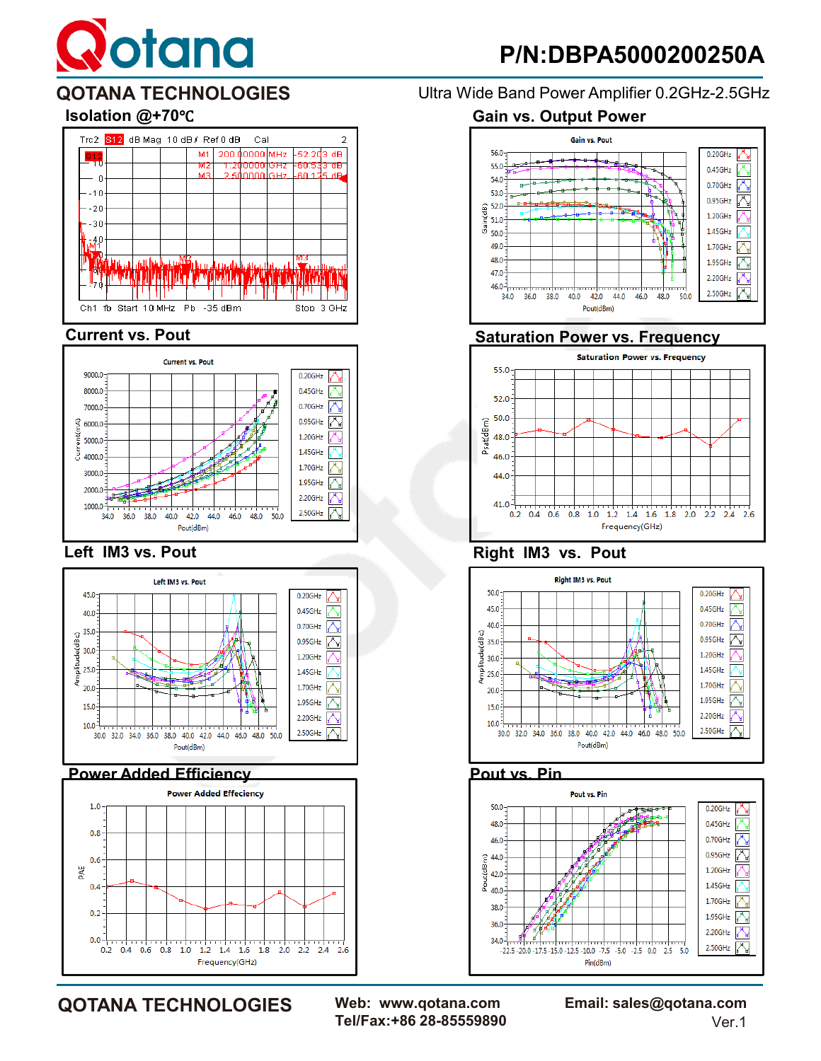# P/N:DBPA5000200250A

## QOTANA TECHNOLOGIES

Ultra Wide Band Power Amplifier 0.2GHz-2.5GHz

### Isolation @+70℃

Trc2 S12 dB Mag 10 dB / Ref 0 dB Cal 2

| Marker | Frequency | Value |
|---|---|---|
| M1 | 200.00000 MHz | -52.203 dB |
| M2 | 1.200000 GHz | -60.533 dB |
| M3 | 2.500000 GHz | -60.125 dB |

Ch1 fb Start 10 MHz Pb -35 dBm Stop 3 GHz

### Gain vs. Output Power

### Current vs. Pout

### Saturation Power vs. Frequency

### Left IM3 vs. Pout

### Right IM3 vs. Pout

### Power Added Efficiency

### Pout vs. Pin

**QOTANA TECHNOLOGIES**

**Web: www.qotana.com**
**Tel/Fax:+86 28-85559890**

**Email: sales@qotana.com**
Ver.1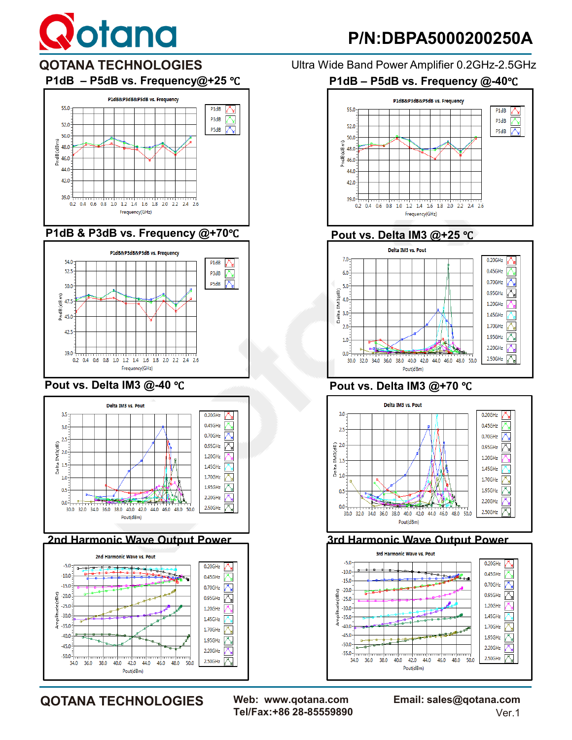# QOTANA TECHNOLOGIES

**P/N:DBPA5000200250A**

Ultra Wide Band Power Amplifier 0.2GHz-2.5GHz

### P1dB – P5dB vs. Frequency@+25 ℃

### P1dB – P5dB vs. Frequency @-40℃

### P1dB & P3dB vs. Frequency @+70℃

### Pout vs. Delta IM3 @+25 ℃

### Pout vs. Delta IM3 @-40 ℃

### Pout vs. Delta IM3 @+70 ℃

### 2nd Harmonic Wave Output Power

### 3rd Harmonic Wave Output Power

**QOTANA TECHNOLOGIES**

**Web: www.qotana.com**
**Tel/Fax:+86 28-85559890**

**Email: sales@qotana.com**
Ver.1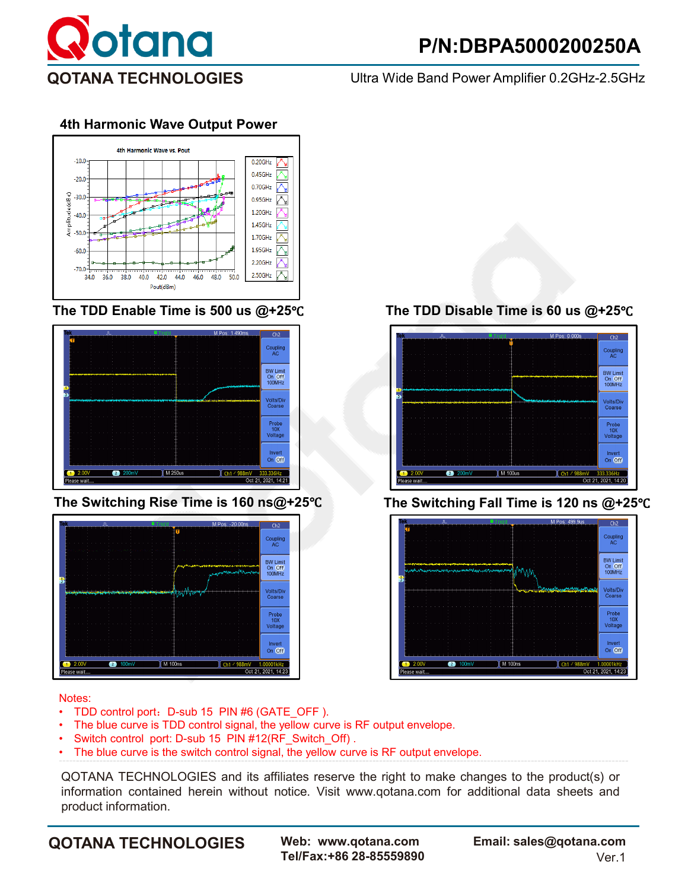P/N:DBPA5000200250A

QOTANA TECHNOLOGIES

Ultra Wide Band Power Amplifier 0.2GHz-2.5GHz

## 4th Harmonic Wave Output Power

4th Harmonic Wave vs. Pout

Amplitude(dBc)

-10.0
-20.0
-30.0
-40.0
-50.0
-60.0
-70.0

34.0 36.0 38.0 40.0 42.0 44.0 46.0 48.0 50.0

Pout(dBm)

0.20GHz
0.45GHz
0.70GHz
0.95GHz
1.20GHz
1.45GHz
1.70GHz
1.95GHz
2.20GHz
2.50GHz

## The TDD Enable Time is 500 us @+25℃

## The TDD Disable Time is 60 us @+25℃

## The Switching Rise Time is 160 ns@+25℃

## The Switching Fall Time is 120 ns @+25℃

Notes:

- TDD control port：D-sub 15  PIN #6 (GATE_OFF ).
- The blue curve is TDD control signal, the yellow curve is RF output envelope.
- Switch control  port: D-sub 15  PIN #12(RF_Switch_Off) .
- The blue curve is the switch control signal, the yellow curve is RF output envelope.

QOTANA TECHNOLOGIES and its affiliates reserve the right to make changes to the product(s) or information contained herein without notice. Visit www.qotana.com for additional data sheets and product information.

**QOTANA TECHNOLOGIES**

**Web: www.qotana.com**
**Tel/Fax:+86 28-85559890**

**Email: sales@qotana.com**
Ver.1